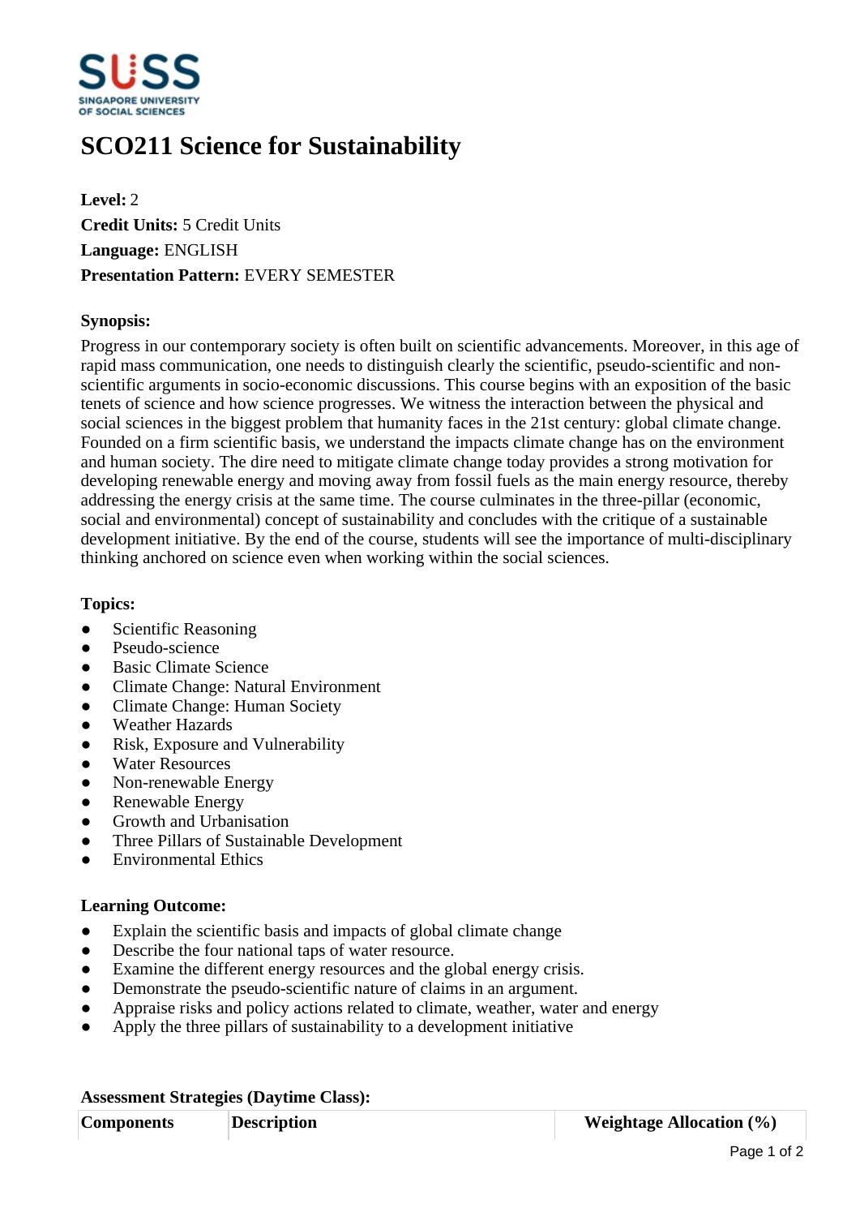# SCO211 Science for Sustainability

**Level:** 2
**Credit Units:** 5 Credit Units
**Language:** ENGLISH
**Presentation Pattern:** EVERY SEMESTER

## Synopsis:

Progress in our contemporary society is often built on scientific advancements. Moreover, in this age of rapid mass communication, one needs to distinguish clearly the scientific, pseudo-scientific and non-scientific arguments in socio-economic discussions. This course begins with an exposition of the basic tenets of science and how science progresses. We witness the interaction between the physical and social sciences in the biggest problem that humanity faces in the 21st century: global climate change. Founded on a firm scientific basis, we understand the impacts climate change has on the environment and human society. The dire need to mitigate climate change today provides a strong motivation for developing renewable energy and moving away from fossil fuels as the main energy resource, thereby addressing the energy crisis at the same time. The course culminates in the three-pillar (economic, social and environmental) concept of sustainability and concludes with the critique of a sustainable development initiative. By the end of the course, students will see the importance of multi-disciplinary thinking anchored on science even when working within the social sciences.

## Topics:

- Scientific Reasoning
- Pseudo-science
- Basic Climate Science
- Climate Change: Natural Environment
- Climate Change: Human Society
- Weather Hazards
- Risk, Exposure and Vulnerability
- Water Resources
- Non-renewable Energy
- Renewable Energy
- Growth and Urbanisation
- Three Pillars of Sustainable Development
- Environmental Ethics

## Learning Outcome:

- Explain the scientific basis and impacts of global climate change
- Describe the four national taps of water resource.
- Examine the different energy resources and the global energy crisis.
- Demonstrate the pseudo-scientific nature of claims in an argument.
- Appraise risks and policy actions related to climate, weather, water and energy
- Apply the three pillars of sustainability to a development initiative

## Assessment Strategies (Daytime Class):

| Components | Description | Weightage Allocation (%) |
|---|---|---|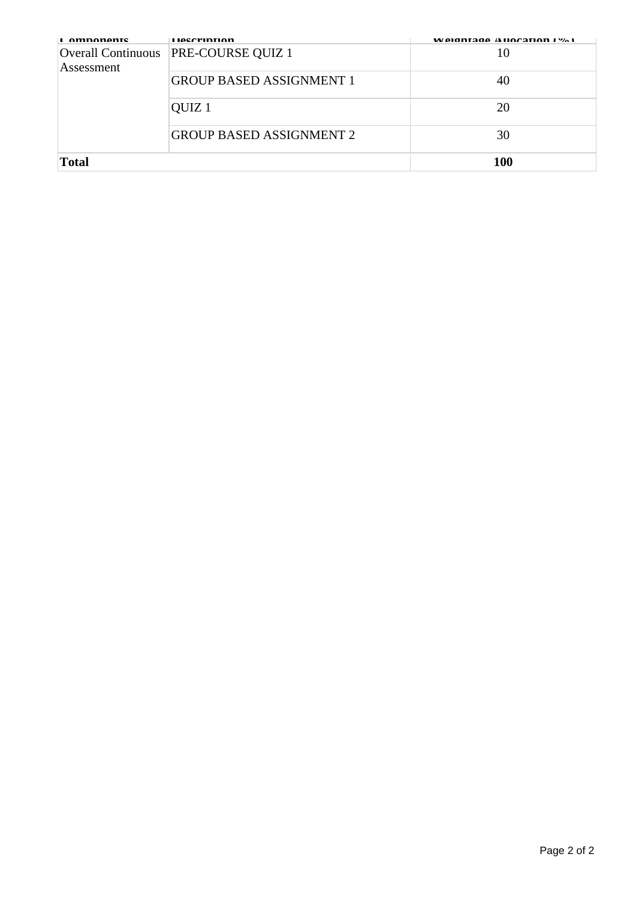| Components | Description | Weightage Allocation (%) |
| --- | --- | --- |
| Overall Continuous Assessment | PRE-COURSE QUIZ 1 | 10 |
| | GROUP BASED ASSIGNMENT 1 | 40 |
| | QUIZ 1 | 20 |
| | GROUP BASED ASSIGNMENT 2 | 30 |
| **Total** | | **100** |